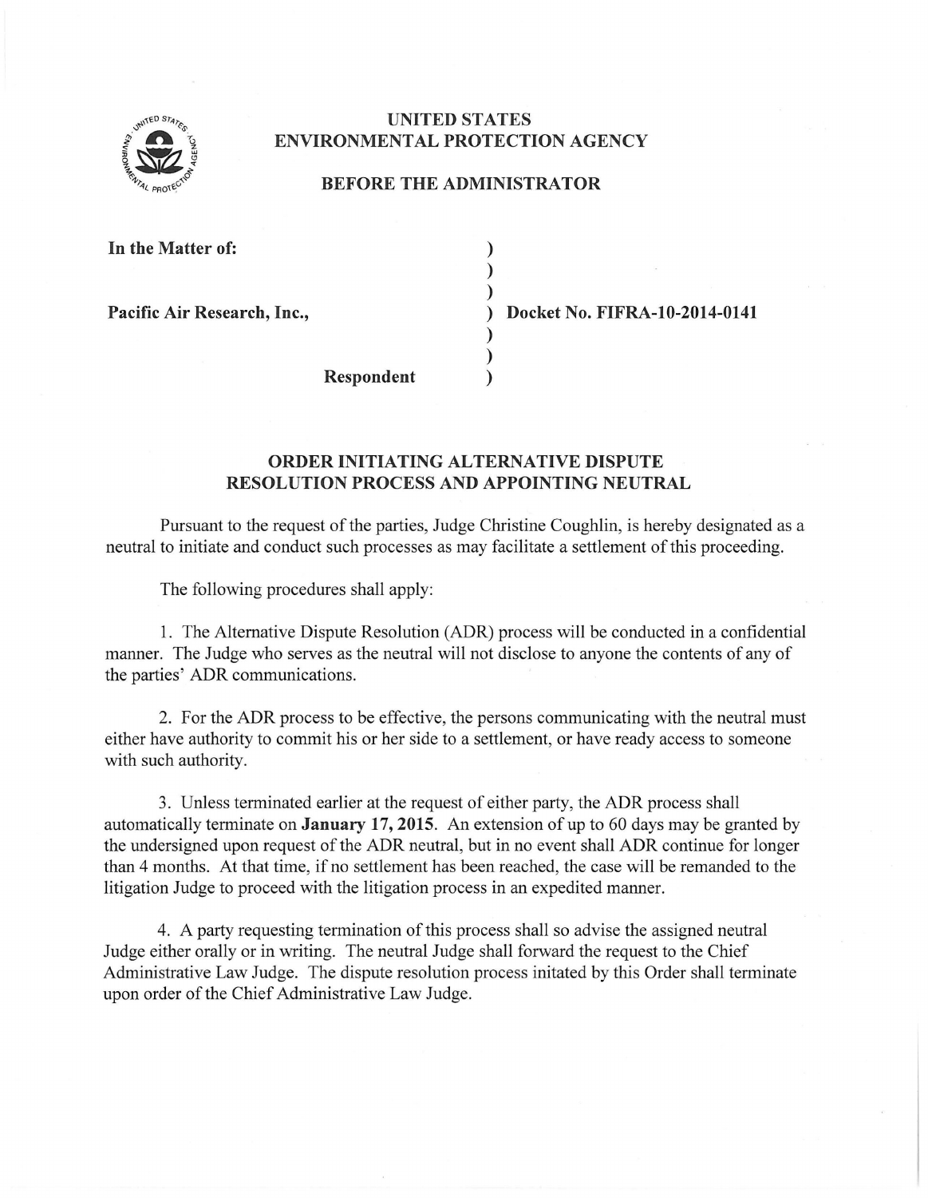# UNITED STATES ENVIRONMENTAL PROTECTION AGENCY

## BEFORE THE ADMINISTRATOR

**In the Matter of:**

**Pacific Air Research, Inc.,**

**Respondent**

**Docket No. FIFRA-10-2014-0141**

## ORDER INITIATING ALTERNATIVE DISPUTE RESOLUTION PROCESS AND APPOINTING NEUTRAL

Pursuant to the request of the parties, Judge Christine Coughlin, is hereby designated as a neutral to initiate and conduct such processes as may facilitate a settlement of this proceeding.

The following procedures shall apply:

1. The Alternative Dispute Resolution (ADR) process will be conducted in a confidential manner. The Judge who serves as the neutral will not disclose to anyone the contents of any of the parties' ADR communications.

2. For the ADR process to be effective, the persons communicating with the neutral must either have authority to commit his or her side to a settlement, or have ready access to someone with such authority.

3. Unless terminated earlier at the request of either party, the ADR process shall automatically terminate on **January 17, 2015**. An extension of up to 60 days may be granted by the undersigned upon request of the ADR neutral, but in no event shall ADR continue for longer than 4 months. At that time, if no settlement has been reached, the case will be remanded to the litigation Judge to proceed with the litigation process in an expedited manner.

4. A party requesting termination of this process shall so advise the assigned neutral Judge either orally or in writing. The neutral Judge shall forward the request to the Chief Administrative Law Judge. The dispute resolution process initated by this Order shall terminate upon order of the Chief Administrative Law Judge.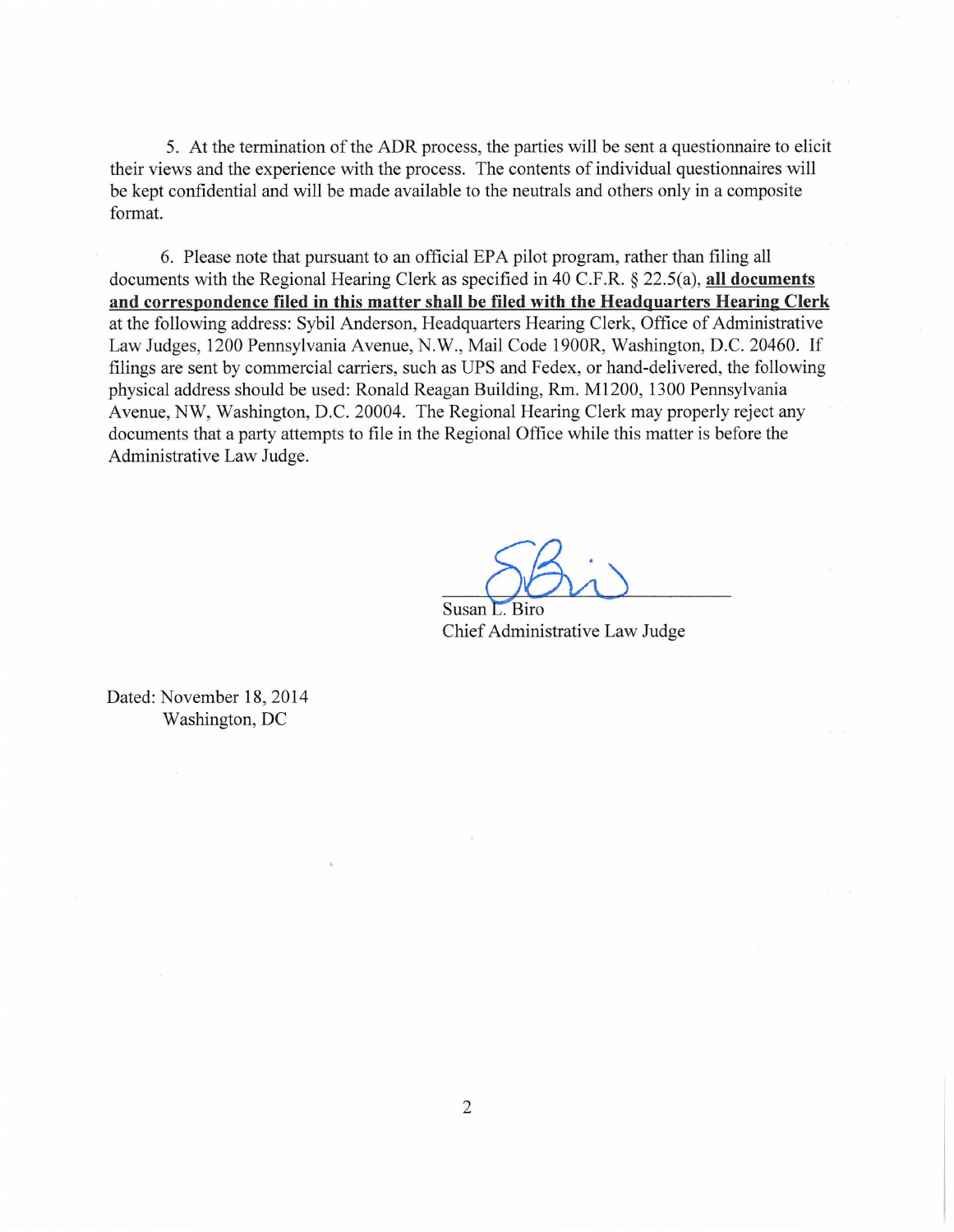5. At the termination of the ADR process, the parties will be sent a questionnaire to elicit their views and the experience with the process. The contents of individual questionnaires will be kept confidential and will be made available to the neutrals and others only in a composite format.

6. Please note that pursuant to an official EPA pilot program, rather than filing all documents with the Regional Hearing Clerk as specified in 40 C.F.R. § 22.5(a), **all documents and correspondence filed in this matter shall be filed with the Headquarters Hearing Clerk** at the following address: Sybil Anderson, Headquarters Hearing Clerk, Office of Administrative Law Judges, 1200 Pennsylvania Avenue, N.W., Mail Code 1900R, Washington, D.C. 20460. If filings are sent by commercial carriers, such as UPS and Fedex, or hand-delivered, the following physical address should be used: Ronald Reagan Building, Rm. M1200, 1300 Pennsylvania Avenue, NW, Washington, D.C. 20004. The Regional Hearing Clerk may properly reject any documents that a party attempts to file in the Regional Office while this matter is before the Administrative Law Judge.

Susan L. Biro
Chief Administrative Law Judge

Dated: November 18, 2014
Washington, DC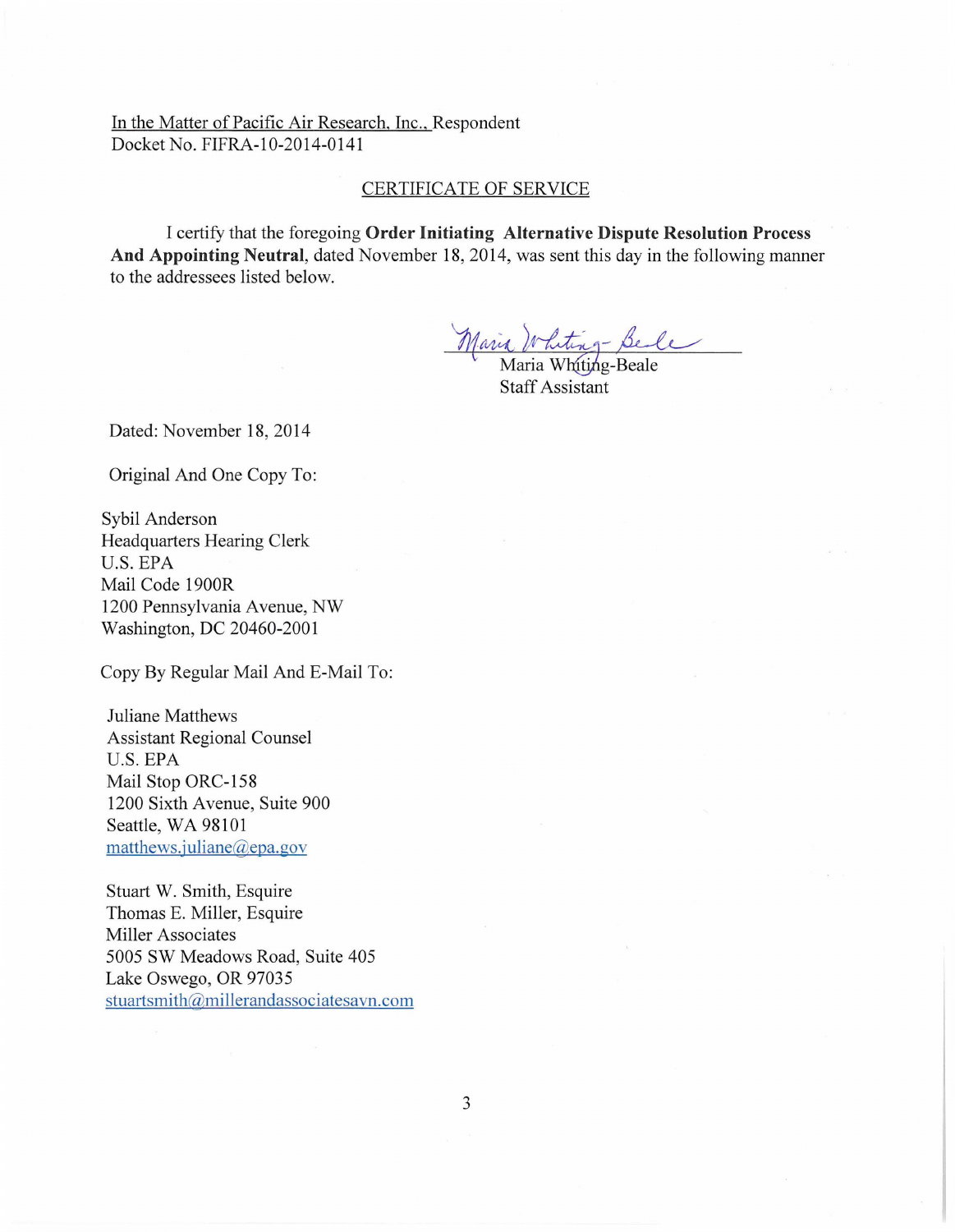In the Matter of Pacific Air Research, Inc., Respondent
Docket No. FIFRA-10-2014-0141

CERTIFICATE OF SERVICE

I certify that the foregoing **Order Initiating Alternative Dispute Resolution Process And Appointing Neutral**, dated November 18, 2014, was sent this day in the following manner to the addressees listed below.

Maria Whiting-Beale
Staff Assistant

Dated: November 18, 2014

Original And One Copy To:

Sybil Anderson
Headquarters Hearing Clerk
U.S. EPA
Mail Code 1900R
1200 Pennsylvania Avenue, NW
Washington, DC 20460-2001

Copy By Regular Mail And E-Mail To:

Juliane Matthews
Assistant Regional Counsel
U.S. EPA
Mail Stop ORC-158
1200 Sixth Avenue, Suite 900
Seattle, WA 98101
matthews.juliane@epa.gov

Stuart W. Smith, Esquire
Thomas E. Miller, Esquire
Miller Associates
5005 SW Meadows Road, Suite 405
Lake Oswego, OR 97035
stuartsmith@millerandassociatesavn.com